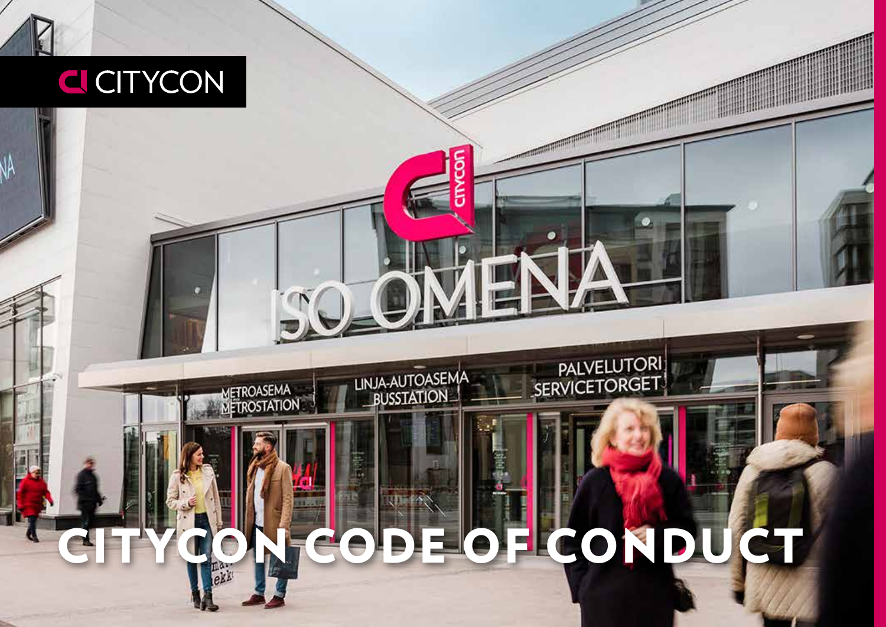CITYCON

# CITYCON CODE OF CONDUCT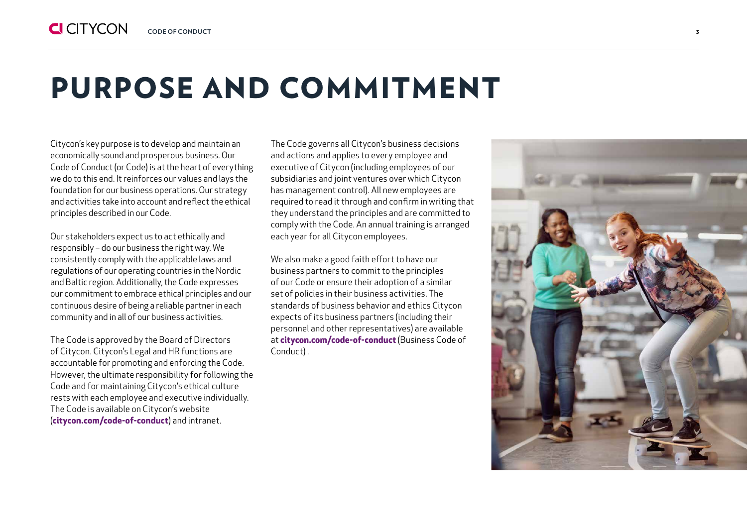# PURPOSE AND COMMITMENT

Citycon's key purpose is to develop and maintain an economically sound and prosperous business. Our Code of Conduct (or Code) is at the heart of everything we do to this end. It reinforces our values and lays the foundation for our business operations. Our strategy and activities take into account and reflect the ethical principles described in our Code.

Our stakeholders expect us to act ethically and responsibly – do our business the right way. We consistently comply with the applicable laws and regulations of our operating countries in the Nordic and Baltic region. Additionally, the Code expresses our commitment to embrace ethical principles and our continuous desire of being a reliable partner in each community and in all of our business activities.

The Code is approved by the Board of Directors of Citycon. Citycon's Legal and HR functions are accountable for promoting and enforcing the Code. However, the ultimate responsibility for following the Code and for maintaining Citycon's ethical culture rests with each employee and executive individually. The Code is available on Citycon's website (**citycon.com/code-of-conduct**) and intranet.

The Code governs all Citycon's business decisions and actions and applies to every employee and executive of Citycon (including employees of our subsidiaries and joint ventures over which Citycon has management control). All new employees are required to read it through and confirm in writing that they understand the principles and are committed to comply with the Code. An annual training is arranged each year for all Citycon employees.

We also make a good faith effort to have our business partners to commit to the principles of our Code or ensure their adoption of a similar set of policies in their business activities. The standards of business behavior and ethics Citycon expects of its business partners (including their personnel and other representatives) are available at **citycon.com/code-of-conduct** (Business Code of Conduct) .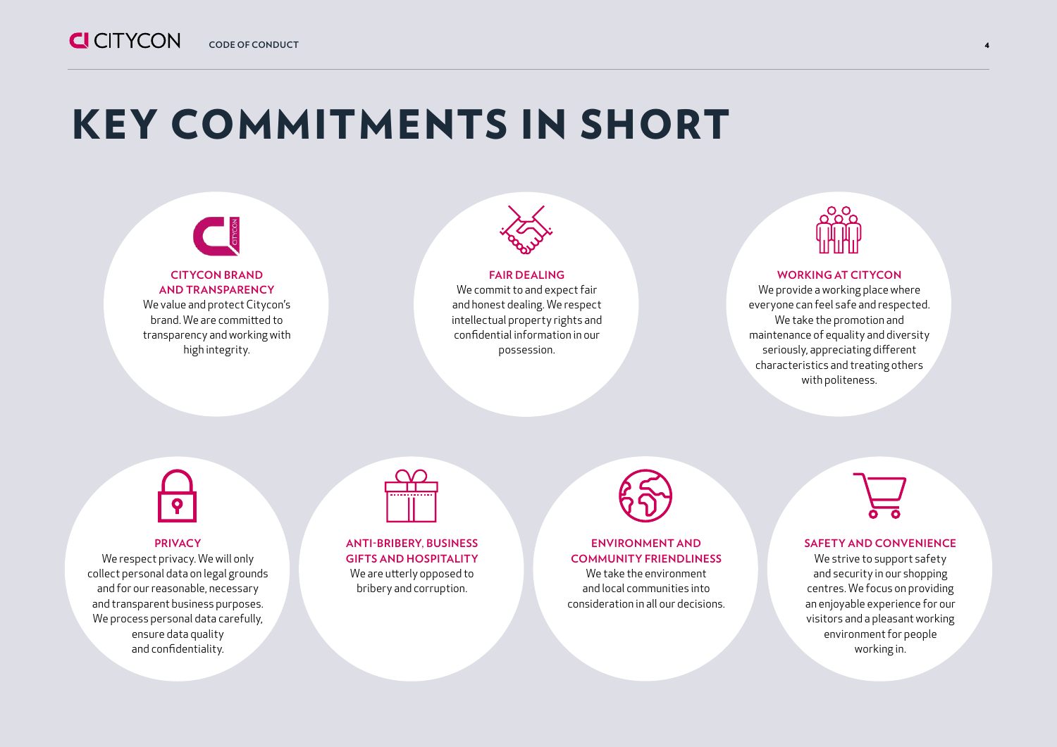# KEY COMMITMENTS IN SHORT

### CITYCON BRAND AND TRANSPARENCY

We value and protect Citycon's brand. We are committed to transparency and working with high integrity.

### FAIR DEALING

We commit to and expect fair and honest dealing. We respect intellectual property rights and confidential information in our possession.

### WORKING AT CITYCON

We provide a working place where everyone can feel safe and respected. We take the promotion and maintenance of equality and diversity seriously, appreciating different characteristics and treating others with politeness.

### PRIVACY

We respect privacy. We will only collect personal data on legal grounds and for our reasonable, necessary and transparent business purposes. We process personal data carefully, ensure data quality and confidentiality.

### ANTI-BRIBERY, BUSINESS GIFTS AND HOSPITALITY

We are utterly opposed to bribery and corruption.

### ENVIRONMENT AND COMMUNITY FRIENDLINESS

We take the environment and local communities into consideration in all our decisions.

### SAFETY AND CONVENIENCE

We strive to support safety and security in our shopping centres. We focus on providing an enjoyable experience for our visitors and a pleasant working environment for people working in.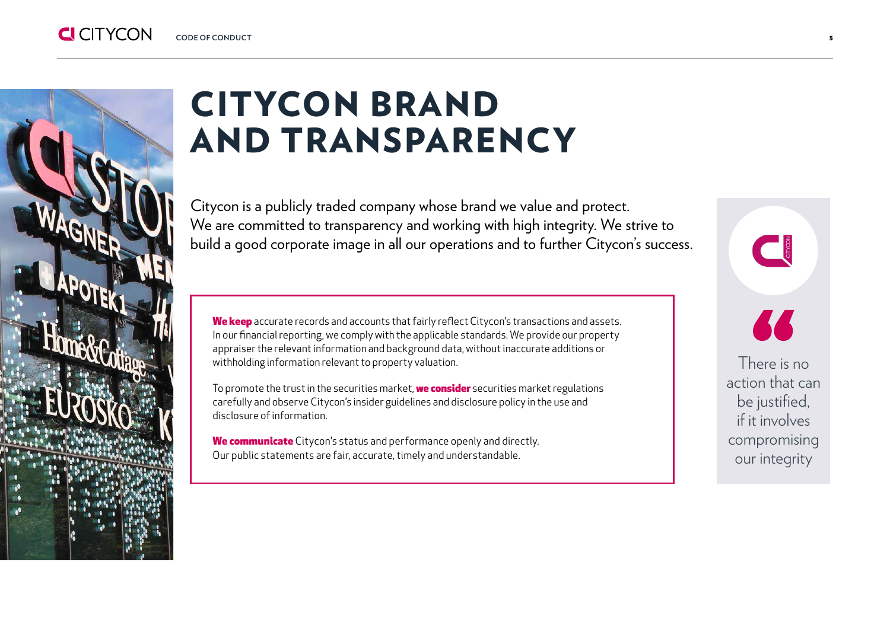# CITYCON BRAND AND TRANSPARENCY

Citycon is a publicly traded company whose brand we value and protect. We are committed to transparency and working with high integrity. We strive to build a good corporate image in all our operations and to further Citycon's success.

**We keep** accurate records and accounts that fairly reflect Citycon's transactions and assets. In our financial reporting, we comply with the applicable standards. We provide our property appraiser the relevant information and background data, without inaccurate additions or withholding information relevant to property valuation.

To promote the trust in the securities market, **we consider** securities market regulations carefully and observe Citycon's insider guidelines and disclosure policy in the use and disclosure of information.

**We communicate** Citycon's status and performance openly and directly. Our public statements are fair, accurate, timely and understandable.

> There is no action that can be justified, if it involves compromising our integrity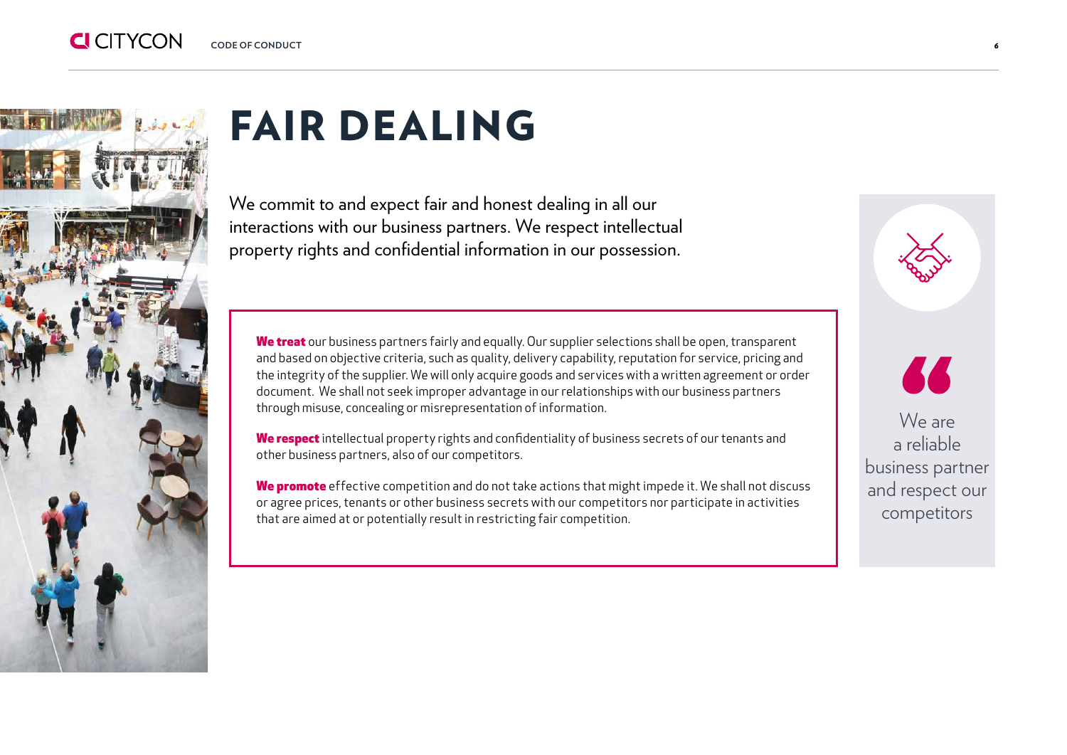# FAIR DEALING

We commit to and expect fair and honest dealing in all our interactions with our business partners. We respect intellectual property rights and confidential information in our possession.

**We treat** our business partners fairly and equally. Our supplier selections shall be open, transparent and based on objective criteria, such as quality, delivery capability, reputation for service, pricing and the integrity of the supplier. We will only acquire goods and services with a written agreement or order document. We shall not seek improper advantage in our relationships with our business partners through misuse, concealing or misrepresentation of information.

**We respect** intellectual property rights and confidentiality of business secrets of our tenants and other business partners, also of our competitors.

**We promote** effective competition and do not take actions that might impede it. We shall not discuss or agree prices, tenants or other business secrets with our competitors nor participate in activities that are aimed at or potentially result in restricting fair competition.

> We are a reliable business partner and respect our competitors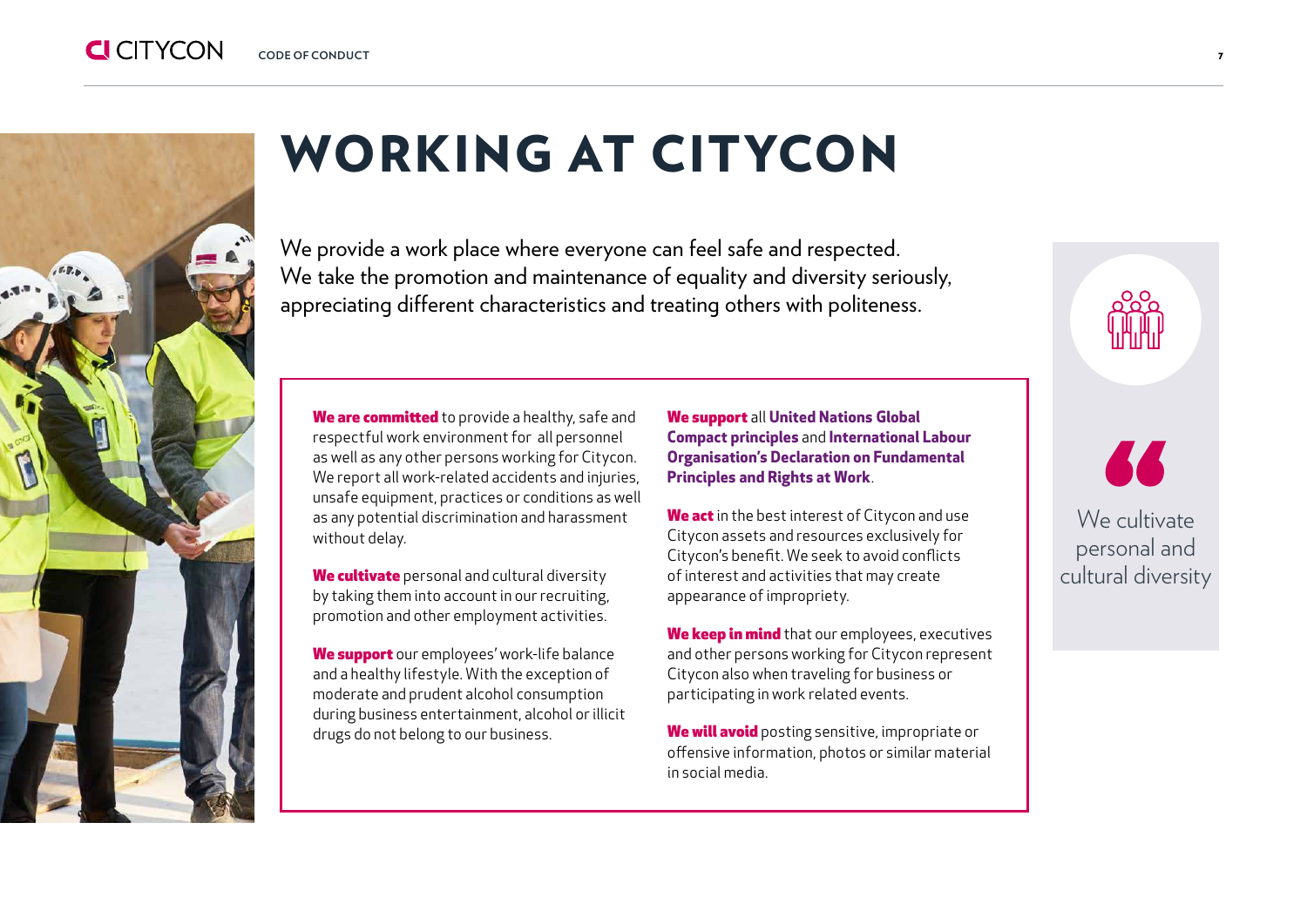# WORKING AT CITYCON

We provide a work place where everyone can feel safe and respected. We take the promotion and maintenance of equality and diversity seriously, appreciating different characteristics and treating others with politeness.

**We are committed** to provide a healthy, safe and respectful work environment for all personnel as well as any other persons working for Citycon. We report all work-related accidents and injuries, unsafe equipment, practices or conditions as well as any potential discrimination and harassment without delay.

**We cultivate** personal and cultural diversity by taking them into account in our recruiting, promotion and other employment activities.

**We support** our employees' work-life balance and a healthy lifestyle. With the exception of moderate and prudent alcohol consumption during business entertainment, alcohol or illicit drugs do not belong to our business.

**We support** all **United Nations Global Compact principles** and **International Labour Organisation's Declaration on Fundamental Principles and Rights at Work**.

**We act** in the best interest of Citycon and use Citycon assets and resources exclusively for Citycon's benefit. We seek to avoid conflicts of interest and activities that may create appearance of impropriety.

**We keep in mind** that our employees, executives and other persons working for Citycon represent Citycon also when traveling for business or participating in work related events.

**We will avoid** posting sensitive, impropriate or offensive information, photos or similar material in social media.

> We cultivate personal and cultural diversity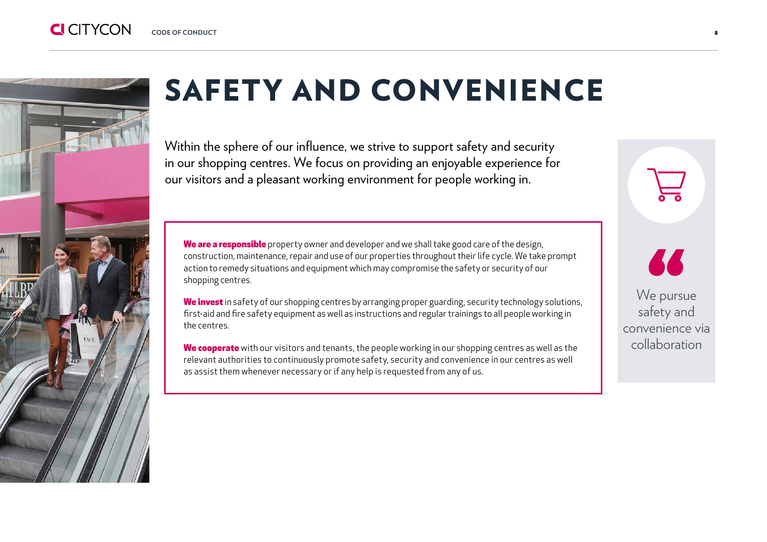# SAFETY AND CONVENIENCE

Within the sphere of our influence, we strive to support safety and security in our shopping centres. We focus on providing an enjoyable experience for our visitors and a pleasant working environment for people working in.

**We are a responsible** property owner and developer and we shall take good care of the design, construction, maintenance, repair and use of our properties throughout their life cycle. We take prompt action to remedy situations and equipment which may compromise the safety or security of our shopping centres.

**We invest** in safety of our shopping centres by arranging proper guarding, security technology solutions, first-aid and fire safety equipment as well as instructions and regular trainings to all people working in the centres.

**We cooperate** with our visitors and tenants, the people working in our shopping centres as well as the relevant authorities to continuously promote safety, security and convenience in our centres as well as assist them whenever necessary or if any help is requested from any of us.

> We pursue safety and convenience via collaboration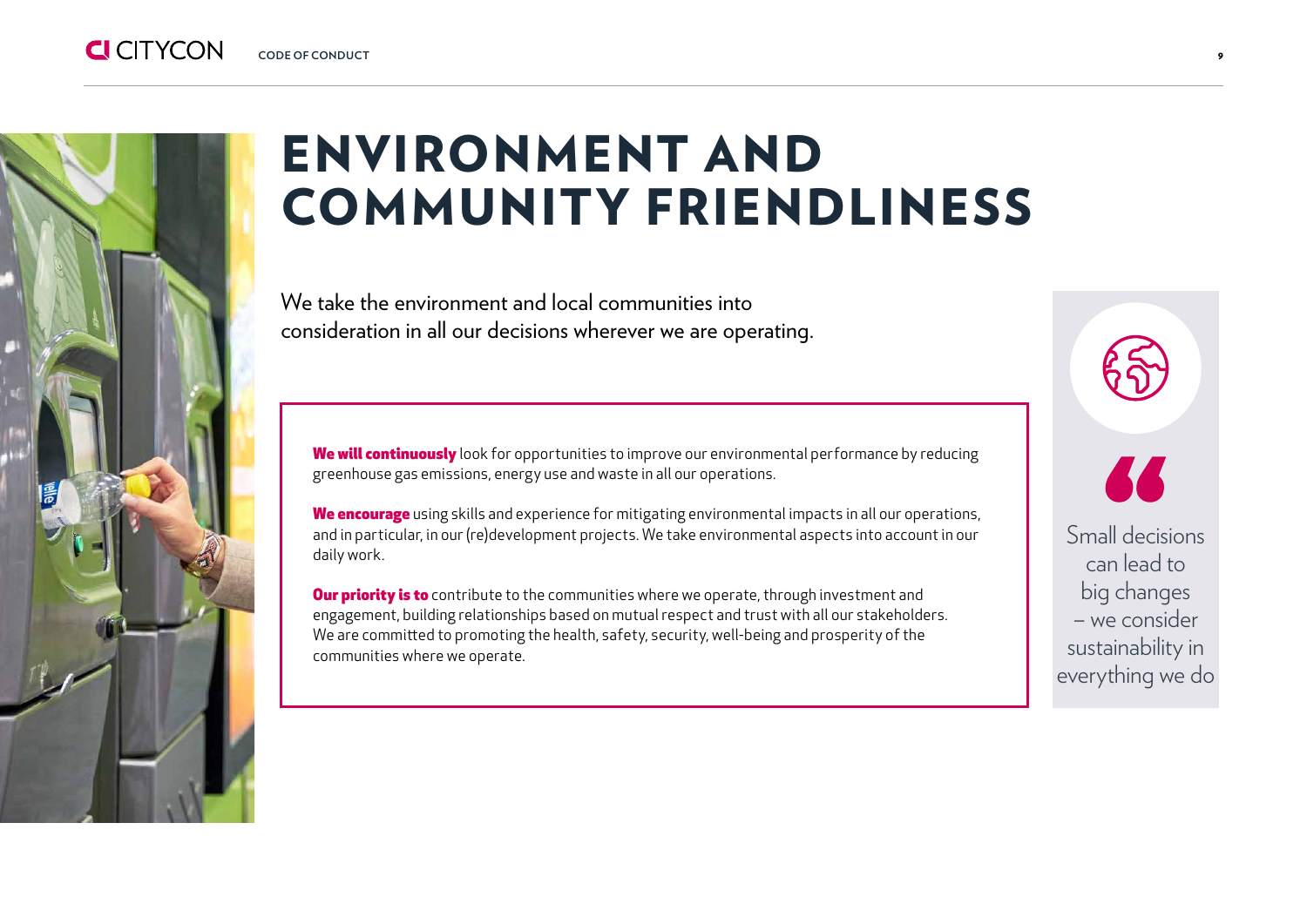# ENVIRONMENT AND COMMUNITY FRIENDLINESS

We take the environment and local communities into consideration in all our decisions wherever we are operating.

**We will continuously** look for opportunities to improve our environmental performance by reducing greenhouse gas emissions, energy use and waste in all our operations.

**We encourage** using skills and experience for mitigating environmental impacts in all our operations, and in particular, in our (re)development projects. We take environmental aspects into account in our daily work.

**Our priority is to** contribute to the communities where we operate, through investment and engagement, building relationships based on mutual respect and trust with all our stakeholders. We are committed to promoting the health, safety, security, well-being and prosperity of the communities where we operate.

> Small decisions can lead to big changes – we consider sustainability in everything we do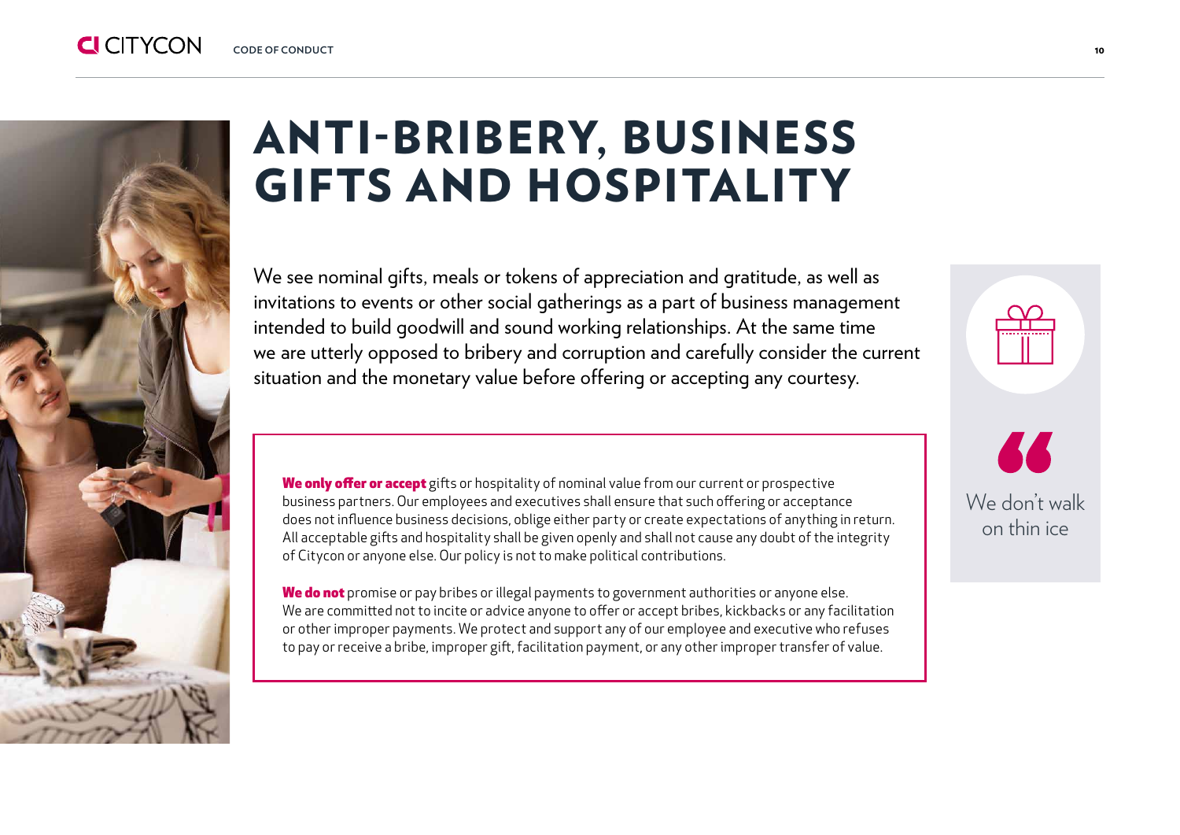# ANTI-BRIBERY, BUSINESS GIFTS AND HOSPITALITY

We see nominal gifts, meals or tokens of appreciation and gratitude, as well as invitations to events or other social gatherings as a part of business management intended to build goodwill and sound working relationships. At the same time we are utterly opposed to bribery and corruption and carefully consider the current situation and the monetary value before offering or accepting any courtesy.

**We only offer or accept** gifts or hospitality of nominal value from our current or prospective business partners. Our employees and executives shall ensure that such offering or acceptance does not influence business decisions, oblige either party or create expectations of anything in return. All acceptable gifts and hospitality shall be given openly and shall not cause any doubt of the integrity of Citycon or anyone else. Our policy is not to make political contributions.

**We do not** promise or pay bribes or illegal payments to government authorities or anyone else. We are committed not to incite or advice anyone to offer or accept bribes, kickbacks or any facilitation or other improper payments. We protect and support any of our employee and executive who refuses to pay or receive a bribe, improper gift, facilitation payment, or any other improper transfer of value.

> "We don't walk on thin ice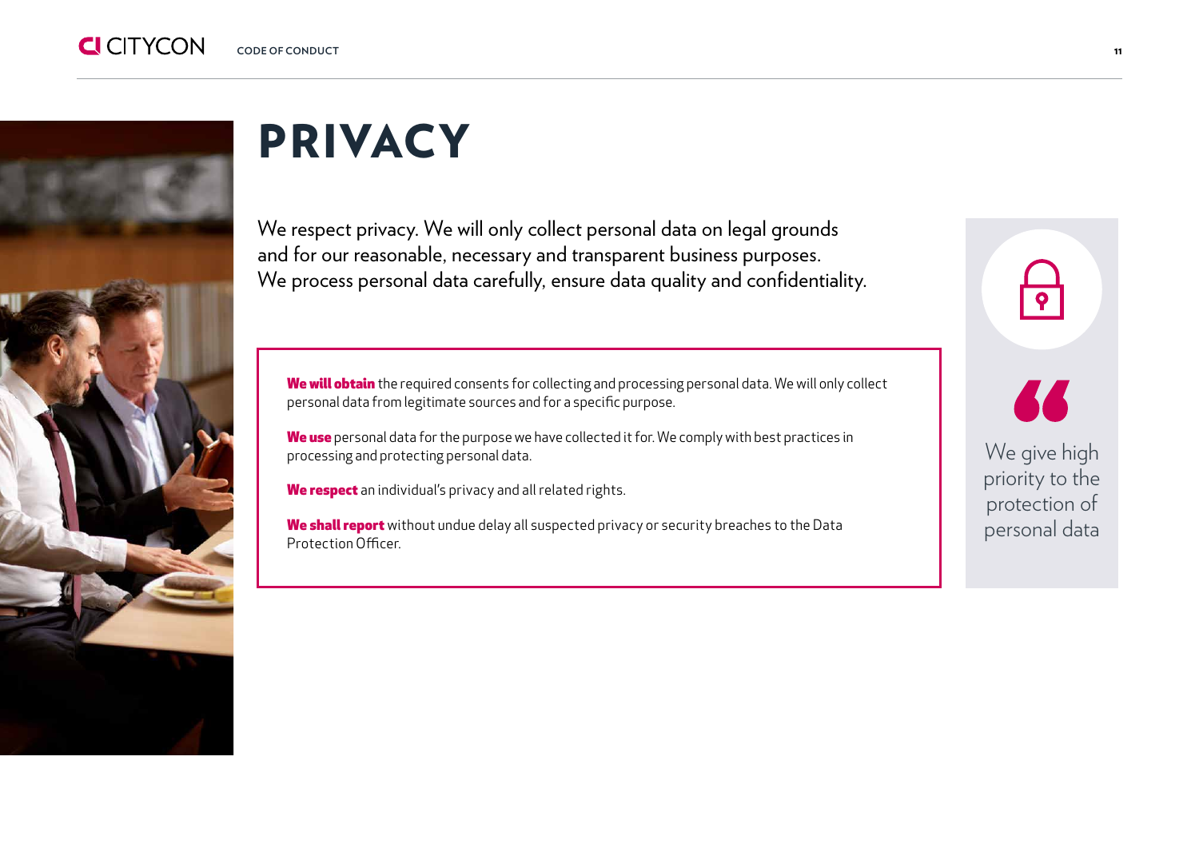# PRIVACY

We respect privacy. We will only collect personal data on legal grounds and for our reasonable, necessary and transparent business purposes. We process personal data carefully, ensure data quality and confidentiality.

**We will obtain** the required consents for collecting and processing personal data. We will only collect personal data from legitimate sources and for a specific purpose.

**We use** personal data for the purpose we have collected it for. We comply with best practices in processing and protecting personal data.

**We respect** an individual's privacy and all related rights.

**We shall report** without undue delay all suspected privacy or security breaches to the Data Protection Officer.

> We give high priority to the protection of personal data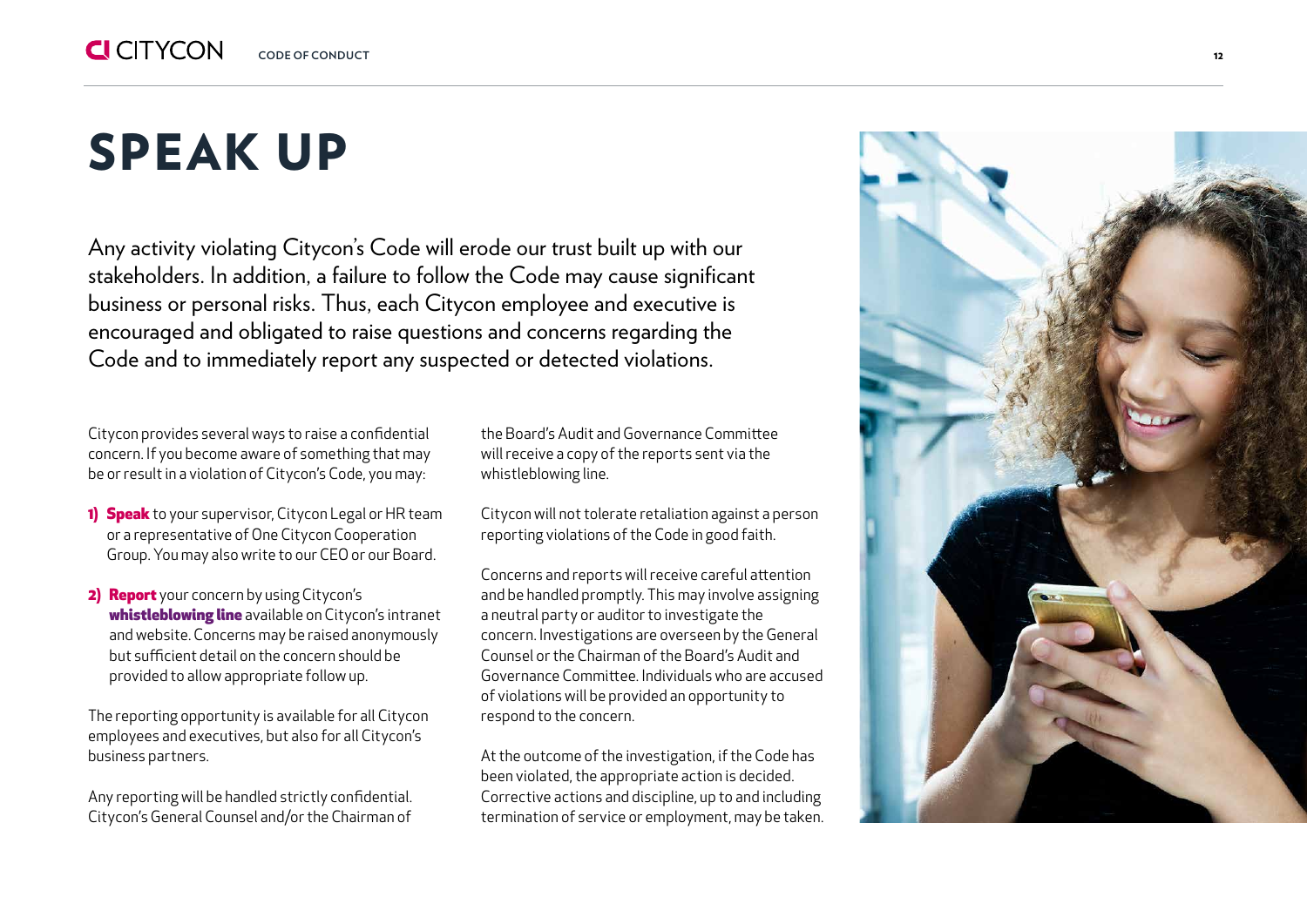# SPEAK UP

Any activity violating Citycon's Code will erode our trust built up with our stakeholders. In addition, a failure to follow the Code may cause significant business or personal risks. Thus, each Citycon employee and executive is encouraged and obligated to raise questions and concerns regarding the Code and to immediately report any suspected or detected violations.

Citycon provides several ways to raise a confidential concern. If you become aware of something that may be or result in a violation of Citycon's Code, you may:

1) **Speak** to your supervisor, Citycon Legal or HR team or a representative of One Citycon Cooperation Group. You may also write to our CEO or our Board.

2) **Report** your concern by using Citycon's **whistleblowing line** available on Citycon's intranet and website. Concerns may be raised anonymously but sufficient detail on the concern should be provided to allow appropriate follow up.

The reporting opportunity is available for all Citycon employees and executives, but also for all Citycon's business partners.

Any reporting will be handled strictly confidential. Citycon's General Counsel and/or the Chairman of the Board's Audit and Governance Committee will receive a copy of the reports sent via the whistleblowing line.

Citycon will not tolerate retaliation against a person reporting violations of the Code in good faith.

Concerns and reports will receive careful attention and be handled promptly. This may involve assigning a neutral party or auditor to investigate the concern. Investigations are overseen by the General Counsel or the Chairman of the Board's Audit and Governance Committee. Individuals who are accused of violations will be provided an opportunity to respond to the concern.

At the outcome of the investigation, if the Code has been violated, the appropriate action is decided. Corrective actions and discipline, up to and including termination of service or employment, may be taken.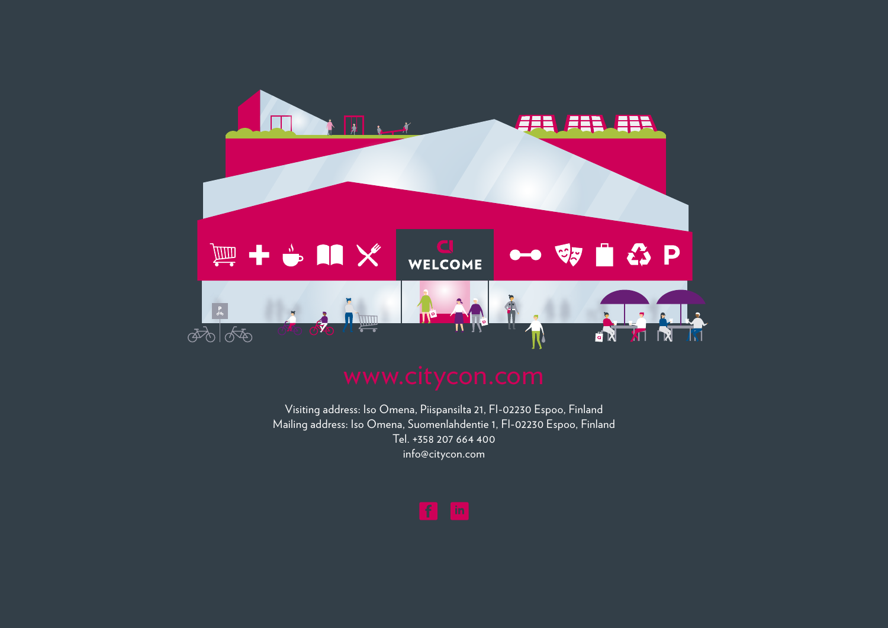www.citycon.com

Visiting address: Iso Omena, Piispansilta 21, FI-02230 Espoo, Finland
Mailing address: Iso Omena, Suomenlahdentie 1, FI-02230 Espoo, Finland
Tel. +358 207 664 400
info@citycon.com